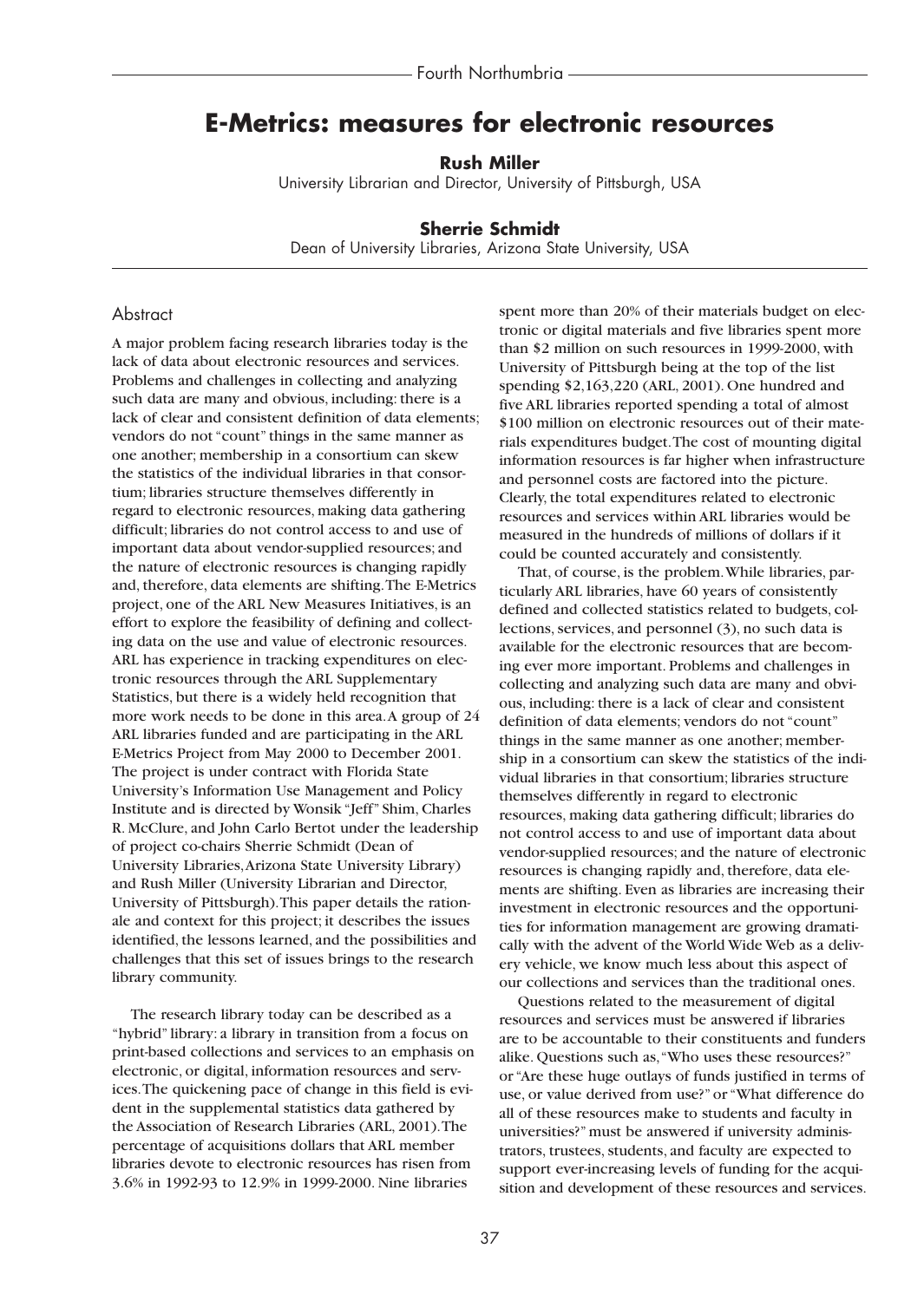# E-Metrics: measures for electronic resources

**Rush Miller**
University Librarian and Director, University of Pittsburgh, USA

**Sherrie Schmidt**
Dean of University Libraries, Arizona State University, USA

## Abstract

A major problem facing research libraries today is the lack of data about electronic resources and services. Problems and challenges in collecting and analyzing such data are many and obvious, including: there is a lack of clear and consistent definition of data elements; vendors do not "count" things in the same manner as one another; membership in a consortium can skew the statistics of the individual libraries in that consortium; libraries structure themselves differently in regard to electronic resources, making data gathering difficult; libraries do not control access to and use of important data about vendor-supplied resources; and the nature of electronic resources is changing rapidly and, therefore, data elements are shifting. The E-Metrics project, one of the ARL New Measures Initiatives, is an effort to explore the feasibility of defining and collecting data on the use and value of electronic resources. ARL has experience in tracking expenditures on electronic resources through the ARL Supplementary Statistics, but there is a widely held recognition that more work needs to be done in this area. A group of 24 ARL libraries funded and are participating in the ARL E-Metrics Project from May 2000 to December 2001. The project is under contract with Florida State University's Information Use Management and Policy Institute and is directed by Wonsik "Jeff" Shim, Charles R. McClure, and John Carlo Bertot under the leadership of project co-chairs Sherrie Schmidt (Dean of University Libraries, Arizona State University Library) and Rush Miller (University Librarian and Director, University of Pittsburgh). This paper details the rationale and context for this project; it describes the issues identified, the lessons learned, and the possibilities and challenges that this set of issues brings to the research library community.

The research library today can be described as a "hybrid" library: a library in transition from a focus on print-based collections and services to an emphasis on electronic, or digital, information resources and services. The quickening pace of change in this field is evident in the supplemental statistics data gathered by the Association of Research Libraries (ARL, 2001). The percentage of acquisitions dollars that ARL member libraries devote to electronic resources has risen from 3.6% in 1992-93 to 12.9% in 1999-2000. Nine libraries spent more than 20% of their materials budget on electronic or digital materials and five libraries spent more than $2 million on such resources in 1999-2000, with University of Pittsburgh being at the top of the list spending $2,163,220 (ARL, 2001). One hundred and five ARL libraries reported spending a total of almost $100 million on electronic resources out of their materials expenditures budget. The cost of mounting digital information resources is far higher when infrastructure and personnel costs are factored into the picture. Clearly, the total expenditures related to electronic resources and services within ARL libraries would be measured in the hundreds of millions of dollars if it could be counted accurately and consistently.

That, of course, is the problem. While libraries, particularly ARL libraries, have 60 years of consistently defined and collected statistics related to budgets, collections, services, and personnel (3), no such data is available for the electronic resources that are becoming ever more important. Problems and challenges in collecting and analyzing such data are many and obvious, including: there is a lack of clear and consistent definition of data elements; vendors do not "count" things in the same manner as one another; membership in a consortium can skew the statistics of the individual libraries in that consortium; libraries structure themselves differently in regard to electronic resources, making data gathering difficult; libraries do not control access to and use of important data about vendor-supplied resources; and the nature of electronic resources is changing rapidly and, therefore, data elements are shifting. Even as libraries are increasing their investment in electronic resources and the opportunities for information management are growing dramatically with the advent of the World Wide Web as a delivery vehicle, we know much less about this aspect of our collections and services than the traditional ones.

Questions related to the measurement of digital resources and services must be answered if libraries are to be accountable to their constituents and funders alike. Questions such as, "Who uses these resources?" or "Are these huge outlays of funds justified in terms of use, or value derived from use?" or "What difference do all of these resources make to students and faculty in universities?" must be answered if university administrators, trustees, students, and faculty are expected to support ever-increasing levels of funding for the acquisition and development of these resources and services.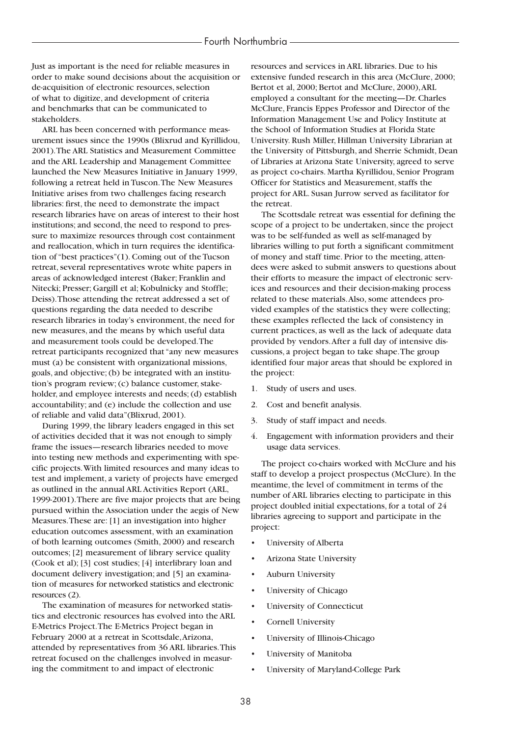Just as important is the need for reliable measures in order to make sound decisions about the acquisition or de-acquisition of electronic resources, selection of what to digitize, and development of criteria and benchmarks that can be communicated to stakeholders.

ARL has been concerned with performance measurement issues since the 1990s (Blixrud and Kyrillidou, 2001). The ARL Statistics and Measurement Committee and the ARL Leadership and Management Committee launched the New Measures Initiative in January 1999, following a retreat held in Tuscon. The New Measures Initiative arises from two challenges facing research libraries: first, the need to demonstrate the impact research libraries have on areas of interest to their host institutions; and second, the need to respond to pressure to maximize resources through cost containment and reallocation, which in turn requires the identification of "best practices"(1). Coming out of the Tucson retreat, several representatives wrote white papers in areas of acknowledged interest (Baker; Franklin and Nitecki; Presser; Gargill et al; Kobulnicky and Stoffle; Deiss). Those attending the retreat addressed a set of questions regarding the data needed to describe research libraries in today's environment, the need for new measures, and the means by which useful data and measurement tools could be developed. The retreat participants recognized that "any new measures must (a) be consistent with organizational missions, goals, and objective; (b) be integrated with an institution's program review; (c) balance customer, stakeholder, and employee interests and needs; (d) establish accountability; and (e) include the collection and use of reliable and valid data"(Blixrud, 2001).

During 1999, the library leaders engaged in this set of activities decided that it was not enough to simply frame the issues—research libraries needed to move into testing new methods and experimenting with specific projects. With limited resources and many ideas to test and implement, a variety of projects have emerged as outlined in the annual ARL Activities Report (ARL, 1999-2001). There are five major projects that are being pursued within the Association under the aegis of New Measures. These are: [1] an investigation into higher education outcomes assessment, with an examination of both learning outcomes (Smith, 2000) and research outcomes; [2] measurement of library service quality (Cook et al); [3] cost studies; [4] interlibrary loan and document delivery investigation; and [5] an examination of measures for networked statistics and electronic resources (2).

The examination of measures for networked statistics and electronic resources has evolved into the ARL E-Metrics Project. The E-Metrics Project began in February 2000 at a retreat in Scottsdale, Arizona, attended by representatives from 36 ARL libraries. This retreat focused on the challenges involved in measuring the commitment to and impact of electronic resources and services in ARL libraries. Due to his extensive funded research in this area (McClure, 2000; Bertot et al, 2000; Bertot and McClure, 2000), ARL employed a consultant for the meeting—Dr. Charles McClure, Francis Eppes Professor and Director of the Information Management Use and Policy Institute at the School of Information Studies at Florida State University. Rush Miller, Hillman University Librarian at the University of Pittsburgh, and Sherrie Schmidt, Dean of Libraries at Arizona State University, agreed to serve as project co-chairs. Martha Kyrillidou, Senior Program Officer for Statistics and Measurement, staffs the project for ARL. Susan Jurrow served as facilitator for the retreat.

The Scottsdale retreat was essential for defining the scope of a project to be undertaken, since the project was to be self-funded as well as self-managed by libraries willing to put forth a significant commitment of money and staff time. Prior to the meeting, attendees were asked to submit answers to questions about their efforts to measure the impact of electronic services and resources and their decision-making process related to these materials. Also, some attendees provided examples of the statistics they were collecting; these examples reflected the lack of consistency in current practices, as well as the lack of adequate data provided by vendors. After a full day of intensive discussions, a project began to take shape. The group identified four major areas that should be explored in the project:

1. Study of users and uses.
2. Cost and benefit analysis.
3. Study of staff impact and needs.
4. Engagement with information providers and their usage data services.

The project co-chairs worked with McClure and his staff to develop a project prospectus (McClure). In the meantime, the level of commitment in terms of the number of ARL libraries electing to participate in this project doubled initial expectations, for a total of 24 libraries agreeing to support and participate in the project:

- University of Alberta
- Arizona State University
- Auburn University
- University of Chicago
- University of Connecticut
- Cornell University
- University of Illinois-Chicago
- University of Manitoba
- University of Maryland-College Park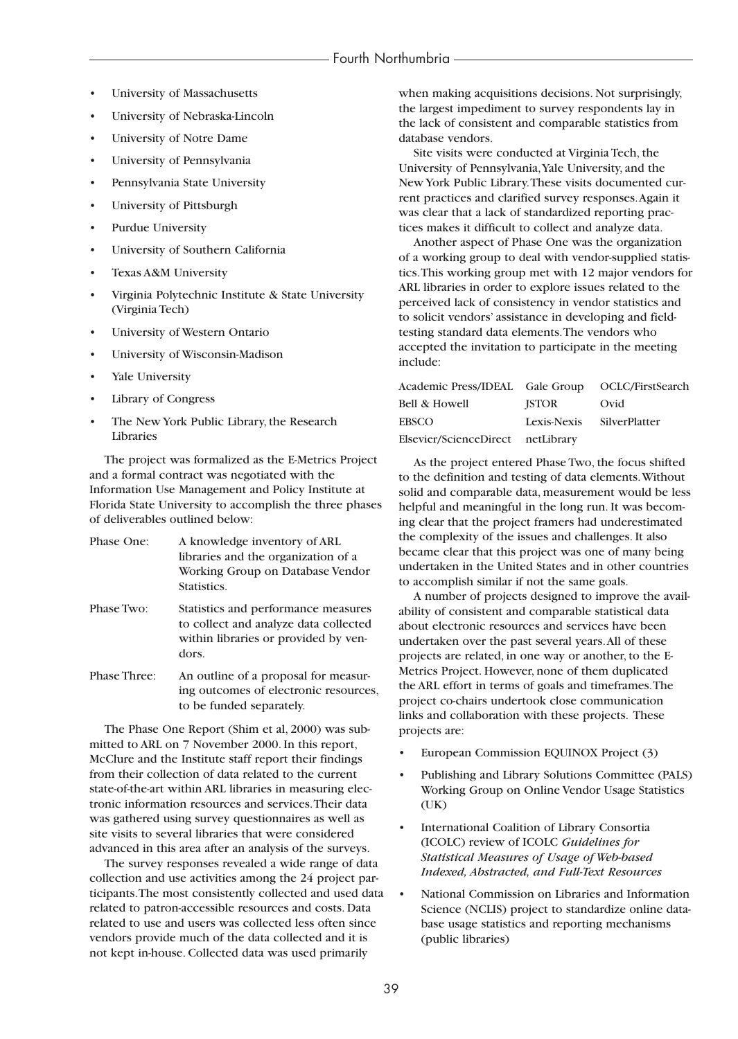- University of Massachusetts
- University of Nebraska-Lincoln
- University of Notre Dame
- University of Pennsylvania
- Pennsylvania State University
- University of Pittsburgh
- Purdue University
- University of Southern California
- Texas A&M University
- Virginia Polytechnic Institute & State University (Virginia Tech)
- University of Western Ontario
- University of Wisconsin-Madison
- Yale University
- Library of Congress
- The New York Public Library, the Research Libraries

The project was formalized as the E-Metrics Project and a formal contract was negotiated with the Information Use Management and Policy Institute at Florida State University to accomplish the three phases of deliverables outlined below:

| | |
|---|---|
| Phase One: | A knowledge inventory of ARL libraries and the organization of a Working Group on Database Vendor Statistics. |
| Phase Two: | Statistics and performance measures to collect and analyze data collected within libraries or provided by vendors. |
| Phase Three: | An outline of a proposal for measuring outcomes of electronic resources, to be funded separately. |

The Phase One Report (Shim et al, 2000) was submitted to ARL on 7 November 2000. In this report, McClure and the Institute staff report their findings from their collection of data related to the current state-of-the-art within ARL libraries in measuring electronic information resources and services. Their data was gathered using survey questionnaires as well as site visits to several libraries that were considered advanced in this area after an analysis of the surveys.

The survey responses revealed a wide range of data collection and use activities among the 24 project participants. The most consistently collected and used data related to patron-accessible resources and costs. Data related to use and users was collected less often since vendors provide much of the data collected and it is not kept in-house. Collected data was used primarily when making acquisitions decisions. Not surprisingly, the largest impediment to survey respondents lay in the lack of consistent and comparable statistics from database vendors.

Site visits were conducted at Virginia Tech, the University of Pennsylvania, Yale University, and the New York Public Library. These visits documented current practices and clarified survey responses. Again it was clear that a lack of standardized reporting practices makes it difficult to collect and analyze data.

Another aspect of Phase One was the organization of a working group to deal with vendor-supplied statistics. This working group met with 12 major vendors for ARL libraries in order to explore issues related to the perceived lack of consistency in vendor statistics and to solicit vendors' assistance in developing and field-testing standard data elements. The vendors who accepted the invitation to participate in the meeting include:

| | | |
|---|---|---|
| Academic Press/IDEAL | Gale Group | OCLC/FirstSearch |
| Bell & Howell | JSTOR | Ovid |
| EBSCO | Lexis-Nexis | SilverPlatter |
| Elsevier/ScienceDirect | netLibrary | |

As the project entered Phase Two, the focus shifted to the definition and testing of data elements. Without solid and comparable data, measurement would be less helpful and meaningful in the long run. It was becoming clear that the project framers had underestimated the complexity of the issues and challenges. It also became clear that this project was one of many being undertaken in the United States and in other countries to accomplish similar if not the same goals.

A number of projects designed to improve the availability of consistent and comparable statistical data about electronic resources and services have been undertaken over the past several years. All of these projects are related, in one way or another, to the E-Metrics Project. However, none of them duplicated the ARL effort in terms of goals and timeframes. The project co-chairs undertook close communication links and collaboration with these projects. These projects are:

- European Commission EQUINOX Project (3)
- Publishing and Library Solutions Committee (PALS) Working Group on Online Vendor Usage Statistics (UK)
- International Coalition of Library Consortia (ICOLC) review of ICOLC *Guidelines for Statistical Measures of Usage of Web-based Indexed, Abstracted, and Full-Text Resources*
- National Commission on Libraries and Information Science (NCLIS) project to standardize online database usage statistics and reporting mechanisms (public libraries)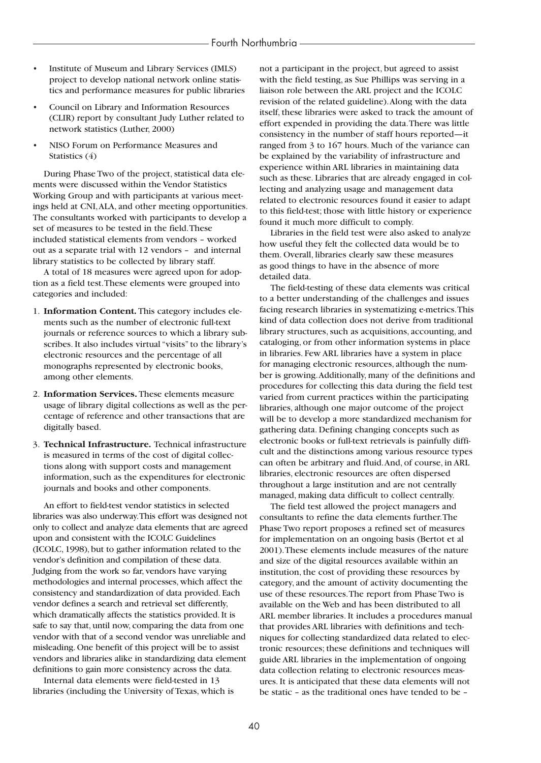- Institute of Museum and Library Services (IMLS) project to develop national network online statistics and performance measures for public libraries
- Council on Library and Information Resources (CLIR) report by consultant Judy Luther related to network statistics (Luther, 2000)
- NISO Forum on Performance Measures and Statistics (4)

During Phase Two of the project, statistical data elements were discussed within the Vendor Statistics Working Group and with participants at various meetings held at CNI, ALA, and other meeting opportunities. The consultants worked with participants to develop a set of measures to be tested in the field. These included statistical elements from vendors – worked out as a separate trial with 12 vendors – and internal library statistics to be collected by library staff.

A total of 18 measures were agreed upon for adoption as a field test. These elements were grouped into categories and included:

1. **Information Content.** This category includes elements such as the number of electronic full-text journals or reference sources to which a library subscribes. It also includes virtual "visits" to the library's electronic resources and the percentage of all monographs represented by electronic books, among other elements.
2. **Information Services.** These elements measure usage of library digital collections as well as the percentage of reference and other transactions that are digitally based.
3. **Technical Infrastructure.** Technical infrastructure is measured in terms of the cost of digital collections along with support costs and management information, such as the expenditures for electronic journals and books and other components.

An effort to field-test vendor statistics in selected libraries was also underway. This effort was designed not only to collect and analyze data elements that are agreed upon and consistent with the ICOLC Guidelines (ICOLC, 1998), but to gather information related to the vendor's definition and compilation of these data. Judging from the work so far, vendors have varying methodologies and internal processes, which affect the consistency and standardization of data provided. Each vendor defines a search and retrieval set differently, which dramatically affects the statistics provided. It is safe to say that, until now, comparing the data from one vendor with that of a second vendor was unreliable and misleading. One benefit of this project will be to assist vendors and libraries alike in standardizing data element definitions to gain more consistency across the data.

Internal data elements were field-tested in 13 libraries (including the University of Texas, which is not a participant in the project, but agreed to assist with the field testing, as Sue Phillips was serving in a liaison role between the ARL project and the ICOLC revision of the related guideline). Along with the data itself, these libraries were asked to track the amount of effort expended in providing the data. There was little consistency in the number of staff hours reported—it ranged from 3 to 167 hours. Much of the variance can be explained by the variability of infrastructure and experience within ARL libraries in maintaining data such as these. Libraries that are already engaged in collecting and analyzing usage and management data related to electronic resources found it easier to adapt to this field-test; those with little history or experience found it much more difficult to comply.

Libraries in the field test were also asked to analyze how useful they felt the collected data would be to them. Overall, libraries clearly saw these measures as good things to have in the absence of more detailed data.

The field-testing of these data elements was critical to a better understanding of the challenges and issues facing research libraries in systematizing e-metrics. This kind of data collection does not derive from traditional library structures, such as acquisitions, accounting, and cataloging, or from other information systems in place in libraries. Few ARL libraries have a system in place for managing electronic resources, although the number is growing. Additionally, many of the definitions and procedures for collecting this data during the field test varied from current practices within the participating libraries, although one major outcome of the project will be to develop a more standardized mechanism for gathering data. Defining changing concepts such as electronic books or full-text retrievals is painfully difficult and the distinctions among various resource types can often be arbitrary and fluid. And, of course, in ARL libraries, electronic resources are often dispersed throughout a large institution and are not centrally managed, making data difficult to collect centrally.

The field test allowed the project managers and consultants to refine the data elements further. The Phase Two report proposes a refined set of measures for implementation on an ongoing basis (Bertot et al 2001). These elements include measures of the nature and size of the digital resources available within an institution, the cost of providing these resources by category, and the amount of activity documenting the use of these resources. The report from Phase Two is available on the Web and has been distributed to all ARL member libraries. It includes a procedures manual that provides ARL libraries with definitions and techniques for collecting standardized data related to electronic resources; these definitions and techniques will guide ARL libraries in the implementation of ongoing data collection relating to electronic resources measures. It is anticipated that these data elements will not be static – as the traditional ones have tended to be –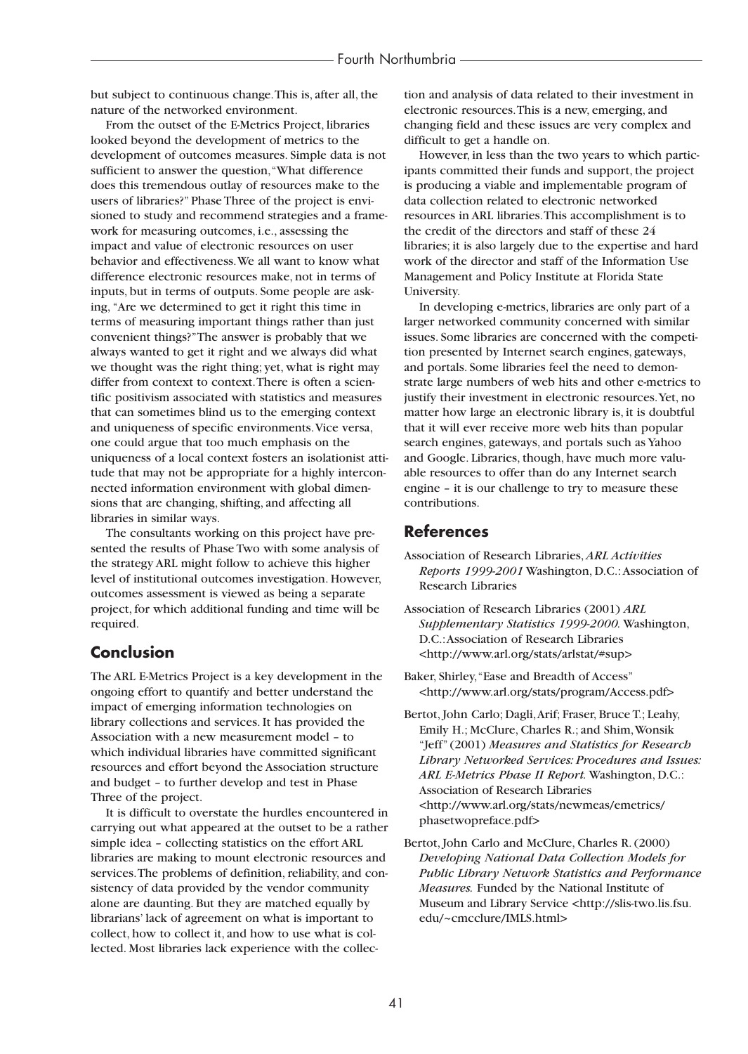but subject to continuous change. This is, after all, the nature of the networked environment.

From the outset of the E-Metrics Project, libraries looked beyond the development of metrics to the development of outcomes measures. Simple data is not sufficient to answer the question, "What difference does this tremendous outlay of resources make to the users of libraries?" Phase Three of the project is envisioned to study and recommend strategies and a framework for measuring outcomes, i.e., assessing the impact and value of electronic resources on user behavior and effectiveness. We all want to know what difference electronic resources make, not in terms of inputs, but in terms of outputs. Some people are asking, "Are we determined to get it right this time in terms of measuring important things rather than just convenient things?" The answer is probably that we always wanted to get it right and we always did what we thought was the right thing; yet, what is right may differ from context to context. There is often a scientific positivism associated with statistics and measures that can sometimes blind us to the emerging context and uniqueness of specific environments. Vice versa, one could argue that too much emphasis on the uniqueness of a local context fosters an isolationist attitude that may not be appropriate for a highly interconnected information environment with global dimensions that are changing, shifting, and affecting all libraries in similar ways.

The consultants working on this project have presented the results of Phase Two with some analysis of the strategy ARL might follow to achieve this higher level of institutional outcomes investigation. However, outcomes assessment is viewed as being a separate project, for which additional funding and time will be required.

## Conclusion

The ARL E-Metrics Project is a key development in the ongoing effort to quantify and better understand the impact of emerging information technologies on library collections and services. It has provided the Association with a new measurement model – to which individual libraries have committed significant resources and effort beyond the Association structure and budget – to further develop and test in Phase Three of the project.

It is difficult to overstate the hurdles encountered in carrying out what appeared at the outset to be a rather simple idea – collecting statistics on the effort ARL libraries are making to mount electronic resources and services. The problems of definition, reliability, and consistency of data provided by the vendor community alone are daunting. But they are matched equally by librarians' lack of agreement on what is important to collect, how to collect it, and how to use what is collected. Most libraries lack experience with the collection and analysis of data related to their investment in electronic resources. This is a new, emerging, and changing field and these issues are very complex and difficult to get a handle on.

However, in less than the two years to which participants committed their funds and support, the project is producing a viable and implementable program of data collection related to electronic networked resources in ARL libraries. This accomplishment is to the credit of the directors and staff of these 24 libraries; it is also largely due to the expertise and hard work of the director and staff of the Information Use Management and Policy Institute at Florida State University.

In developing e-metrics, libraries are only part of a larger networked community concerned with similar issues. Some libraries are concerned with the competition presented by Internet search engines, gateways, and portals. Some libraries feel the need to demonstrate large numbers of web hits and other e-metrics to justify their investment in electronic resources. Yet, no matter how large an electronic library is, it is doubtful that it will ever receive more web hits than popular search engines, gateways, and portals such as Yahoo and Google. Libraries, though, have much more valuable resources to offer than do any Internet search engine – it is our challenge to try to measure these contributions.

## References

Association of Research Libraries, *ARL Activities Reports 1999-2001* Washington, D.C.: Association of Research Libraries

Association of Research Libraries (2001) *ARL Supplementary Statistics 1999-2000.* Washington, D.C.: Association of Research Libraries <http://www.arl.org/stats/arlstat/#sup>

Baker, Shirley, "Ease and Breadth of Access" <http://www.arl.org/stats/program/Access.pdf>

Bertot, John Carlo; Dagli, Arif; Fraser, Bruce T.; Leahy, Emily H.; McClure, Charles R.; and Shim, Wonsik "Jeff" (2001) *Measures and Statistics for Research Library Networked Services: Procedures and Issues: ARL E-Metrics Phase II Report.* Washington, D.C.: Association of Research Libraries <http://www.arl.org/stats/newmeas/emetrics/phasetwopreface.pdf>

Bertot, John Carlo and McClure, Charles R. (2000) *Developing National Data Collection Models for Public Library Network Statistics and Performance Measures.* Funded by the National Institute of Museum and Library Service <http://slis-two.lis.fsu.edu/~cmcclure/IMLS.html>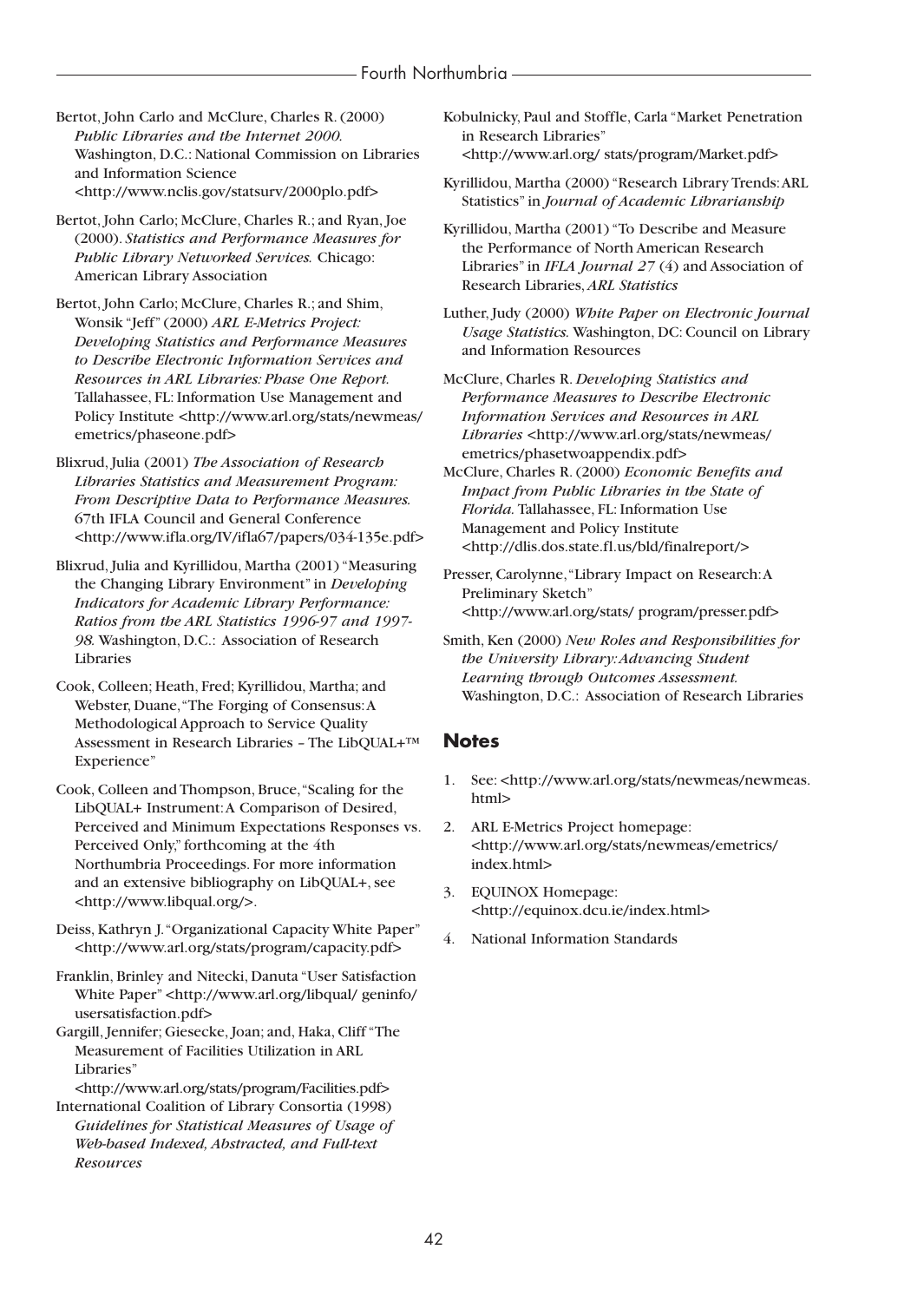Bertot, John Carlo and McClure, Charles R. (2000) *Public Libraries and the Internet 2000.* Washington, D.C.: National Commission on Libraries and Information Science <http://www.nclis.gov/statsurv/2000plo.pdf>

Bertot, John Carlo; McClure, Charles R.; and Ryan, Joe (2000). *Statistics and Performance Measures for Public Library Networked Services.* Chicago: American Library Association

Bertot, John Carlo; McClure, Charles R.; and Shim, Wonsik "Jeff" (2000) *ARL E-Metrics Project: Developing Statistics and Performance Measures to Describe Electronic Information Services and Resources in ARL Libraries: Phase One Report.* Tallahassee, FL: Information Use Management and Policy Institute <http://www.arl.org/stats/newmeas/emetrics/phaseone.pdf>

Blixrud, Julia (2001) *The Association of Research Libraries Statistics and Measurement Program: From Descriptive Data to Performance Measures.* 67th IFLA Council and General Conference <http://www.ifla.org/IV/ifla67/papers/034-135e.pdf>

Blixrud, Julia and Kyrillidou, Martha (2001) "Measuring the Changing Library Environment" in *Developing Indicators for Academic Library Performance: Ratios from the ARL Statistics 1996-97 and 1997-98.* Washington, D.C.: Association of Research Libraries

Cook, Colleen; Heath, Fred; Kyrillidou, Martha; and Webster, Duane, "The Forging of Consensus: A Methodological Approach to Service Quality Assessment in Research Libraries – The LibQUAL+™ Experience"

Cook, Colleen and Thompson, Bruce, "Scaling for the LibQUAL+ Instrument: A Comparison of Desired, Perceived and Minimum Expectations Responses vs. Perceived Only," forthcoming at the 4th Northumbria Proceedings. For more information and an extensive bibliography on LibQUAL+, see <http://www.libqual.org/>.

Deiss, Kathryn J. "Organizational Capacity White Paper" <http://www.arl.org/stats/program/capacity.pdf>

Franklin, Brinley and Nitecki, Danuta "User Satisfaction White Paper" <http://www.arl.org/libqual/ geninfo/usersatisfaction.pdf>

Gargill, Jennifer; Giesecke, Joan; and, Haka, Cliff "The Measurement of Facilities Utilization in ARL Libraries" <http://www.arl.org/stats/program/Facilities.pdf>

International Coalition of Library Consortia (1998) *Guidelines for Statistical Measures of Usage of Web-based Indexed, Abstracted, and Full-text Resources*

Kobulnicky, Paul and Stoffle, Carla "Market Penetration in Research Libraries" <http://www.arl.org/ stats/program/Market.pdf>

Kyrillidou, Martha (2000) "Research Library Trends: ARL Statistics" in *Journal of Academic Librarianship*

Kyrillidou, Martha (2001) "To Describe and Measure the Performance of North American Research Libraries" in *IFLA Journal 27* (4) and Association of Research Libraries, *ARL Statistics*

Luther, Judy (2000) *White Paper on Electronic Journal Usage Statistics.* Washington, DC: Council on Library and Information Resources

McClure, Charles R. *Developing Statistics and Performance Measures to Describe Electronic Information Services and Resources in ARL Libraries* <http://www.arl.org/stats/newmeas/emetrics/phasetwoappendix.pdf>

McClure, Charles R. (2000) *Economic Benefits and Impact from Public Libraries in the State of Florida.* Tallahassee, FL: Information Use Management and Policy Institute <http://dlis.dos.state.fl.us/bld/finalreport/>

Presser, Carolynne, "Library Impact on Research: A Preliminary Sketch" <http://www.arl.org/stats/ program/presser.pdf>

Smith, Ken (2000) *New Roles and Responsibilities for the University Library: Advancing Student Learning through Outcomes Assessment.* Washington, D.C.: Association of Research Libraries

## Notes

1. See: <http://www.arl.org/stats/newmeas/newmeas.html>
2. ARL E-Metrics Project homepage: <http://www.arl.org/stats/newmeas/emetrics/index.html>
3. EQUINOX Homepage: <http://equinox.dcu.ie/index.html>
4. National Information Standards